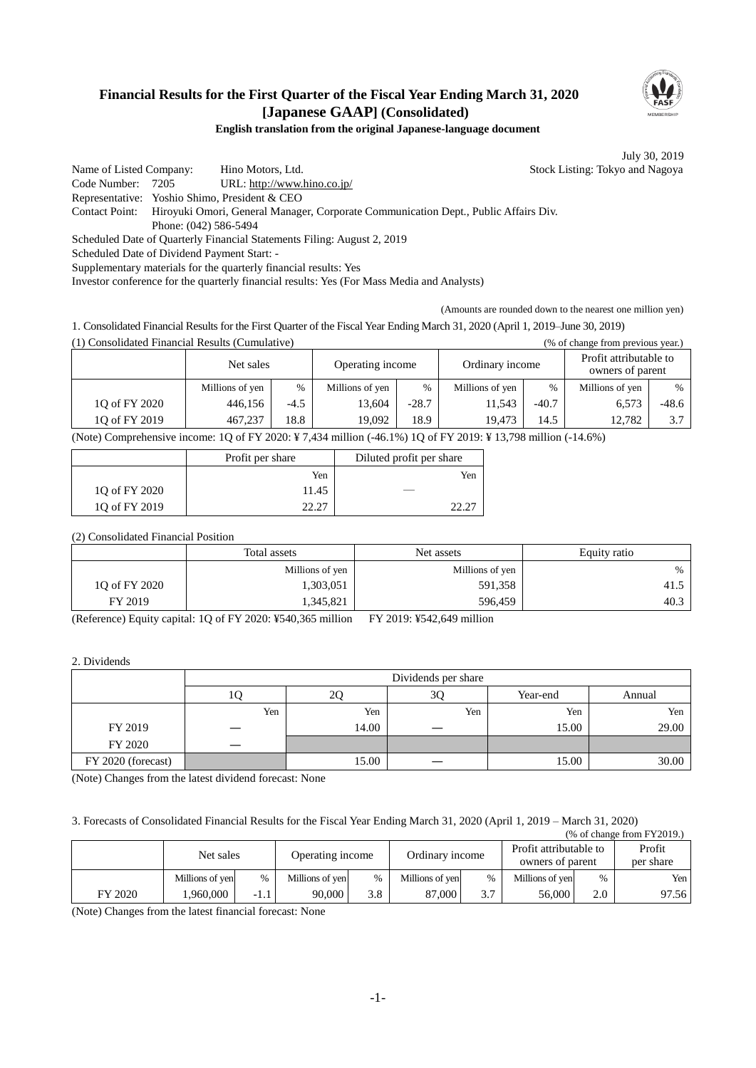# Financial Results for the First Quarter of the Fiscal Year Ending March 31, 2020 [Japanese GAAP] (Consolidated)

**English translation from the original Japanese-language document**

July 30, 2019

Name of Listed Company: Hino Motors, Ltd. Stock Listing: Tokyo and Nagoya
Code Number: 7205 URL: http://www.hino.co.jp/
Representative: Yoshio Shimo, President & CEO
Contact Point: Hiroyuki Omori, General Manager, Corporate Communication Dept., Public Affairs Div.
Phone: (042) 586-5494
Scheduled Date of Quarterly Financial Statements Filing: August 2, 2019
Scheduled Date of Dividend Payment Start: -
Supplementary materials for the quarterly financial results: Yes
Investor conference for the quarterly financial results: Yes (For Mass Media and Analysts)

(Amounts are rounded down to the nearest one million yen)

1. Consolidated Financial Results for the First Quarter of the Fiscal Year Ending March 31, 2020 (April 1, 2019–June 30, 2019)

(1) Consolidated Financial Results (Cumulative) (% of change from previous year.)

| | Net sales | | Operating income | | Ordinary income | | Profit attributable to owners of parent | |
|---|---|---|---|---|---|---|---|---|
| | Millions of yen | % | Millions of yen | % | Millions of yen | % | Millions of yen | % |
| 1Q of FY 2020 | 446,156 | -4.5 | 13,604 | -28.7 | 11,543 | -40.7 | 6,573 | -48.6 |
| 1Q of FY 2019 | 467,237 | 18.8 | 19,092 | 18.9 | 19,473 | 14.5 | 12,782 | 3.7 |

(Note) Comprehensive income: 1Q of FY 2020: ¥ 7,434 million (-46.1%) 1Q of FY 2019: ¥ 13,798 million (-14.6%)

| | Profit per share | Diluted profit per share |
|---|---|---|
| | Yen | Yen |
| 1Q of FY 2020 | 11.45 | — |
| 1Q of FY 2019 | 22.27 | 22.27 |

(2) Consolidated Financial Position

| | Total assets | Net assets | Equity ratio |
|---|---|---|---|
| | Millions of yen | Millions of yen | % |
| 1Q of FY 2020 | 1,303,051 | 591,358 | 41.5 |
| FY 2019 | 1,345,821 | 596,459 | 40.3 |

(Reference) Equity capital: 1Q of FY 2020: ¥540,365 million FY 2019: ¥542,649 million

2. Dividends

| | Dividends per share | | | | |
|---|---|---|---|---|---|
| | 1Q | 2Q | 3Q | Year-end | Annual |
| | Yen | Yen | Yen | Yen | Yen |
| FY 2019 | — | 14.00 | — | 15.00 | 29.00 |
| FY 2020 | — | | | | |
| FY 2020 (forecast) | | 15.00 | — | 15.00 | 30.00 |

(Note) Changes from the latest dividend forecast: None

3. Forecasts of Consolidated Financial Results for the Fiscal Year Ending March 31, 2020 (April 1, 2019 – March 31, 2020)

(% of change from FY2019.)

| | Net sales | | Operating income | | Ordinary income | | Profit attributable to owners of parent | | Profit per share |
|---|---|---|---|---|---|---|---|---|---|
| | Millions of yen | % | Millions of yen | % | Millions of yen | % | Millions of yen | % | Yen |
| FY 2020 | 1,960,000 | -1.1 | 90,000 | 3.8 | 87,000 | 3.7 | 56,000 | 2.0 | 97.56 |

(Note) Changes from the latest financial forecast: None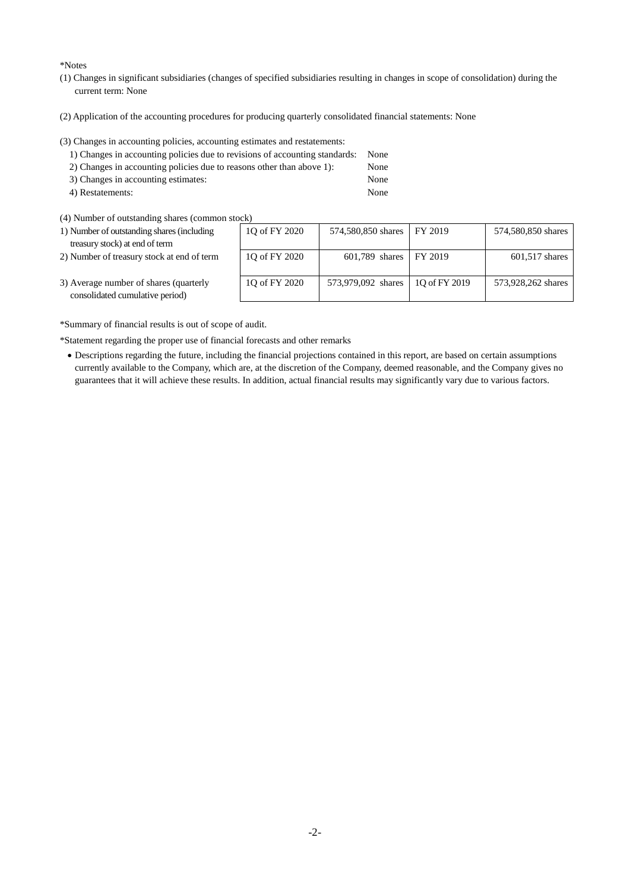*Notes

(1) Changes in significant subsidiaries (changes of specified subsidiaries resulting in changes in scope of consolidation) during the current term: None

(2) Application of the accounting procedures for producing quarterly consolidated financial statements: None

(3) Changes in accounting policies, accounting estimates and restatements:

1) Changes in accounting policies due to revisions of accounting standards: None
2) Changes in accounting policies due to reasons other than above 1): None
3) Changes in accounting estimates: None
4) Restatements: None

(4) Number of outstanding shares (common stock)

| | | | | |
|---|---|---|---|---|
| 1) Number of outstanding shares (including treasury stock) at end of term | 1Q of FY 2020 | 574,580,850 shares | FY 2019 | 574,580,850 shares |
| 2) Number of treasury stock at end of term | 1Q of FY 2020 | 601,789 shares | FY 2019 | 601,517 shares |
| 3) Average number of shares (quarterly consolidated cumulative period) | 1Q of FY 2020 | 573,979,092 shares | 1Q of FY 2019 | 573,928,262 shares |

*Summary of financial results is out of scope of audit.

*Statement regarding the proper use of financial forecasts and other remarks

- Descriptions regarding the future, including the financial projections contained in this report, are based on certain assumptions currently available to the Company, which are, at the discretion of the Company, deemed reasonable, and the Company gives no guarantees that it will achieve these results. In addition, actual financial results may significantly vary due to various factors.